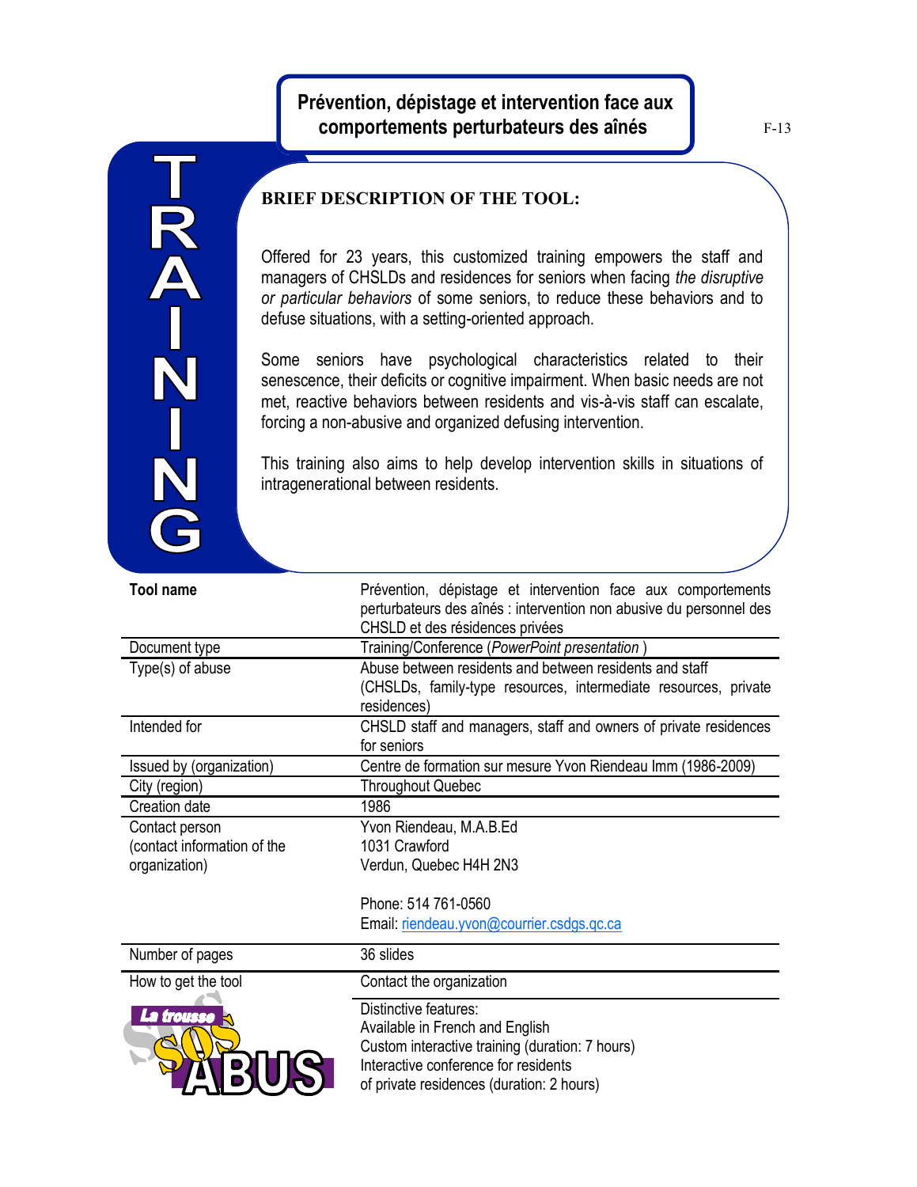# Prévention, dépistage et intervention face aux comportements perturbateurs des aînés

F-13

TRAINING

## BRIEF DESCRIPTION OF THE TOOL:

Offered for 23 years, this customized training empowers the staff and managers of CHSLDs and residences for seniors when facing *the disruptive or particular behaviors* of some seniors, to reduce these behaviors and to defuse situations, with a setting-oriented approach.

Some seniors have psychological characteristics related to their senescence, their deficits or cognitive impairment. When basic needs are not met, reactive behaviors between residents and vis-à-vis staff can escalate, forcing a non-abusive and organized defusing intervention.

This training also aims to help develop intervention skills in situations of intragenerational between residents.

| | |
|---|---|
| **Tool name** | Prévention, dépistage et intervention face aux comportements perturbateurs des aînés : intervention non abusive du personnel des CHSLD et des résidences privées |
| Document type | Training/Conference (*PowerPoint presentation* ) |
| Type(s) of abuse | Abuse between residents and between residents and staff (CHSLDs, family-type resources, intermediate resources, private residences) |
| Intended for | CHSLD staff and managers, staff and owners of private residences for seniors |
| Issued by (organization) | Centre de formation sur mesure Yvon Riendeau Imm (1986-2009) |
| City (region) | Throughout Quebec |
| Creation date | 1986 |
| Contact person (contact information of the organization) | Yvon Riendeau, M.A.B.Ed<br>1031 Crawford<br>Verdun, Quebec H4H 2N3<br><br>Phone: 514 761-0560<br>Email: riendeau.yvon@courrier.csdgs.qc.ca |
| Number of pages | 36 slides |
| How to get the tool | Contact the organization |
| La trousse SOS ABUS | Distinctive features:<br>Available in French and English<br>Custom interactive training (duration: 7 hours)<br>Interactive conference for residents of private residences (duration: 2 hours) |